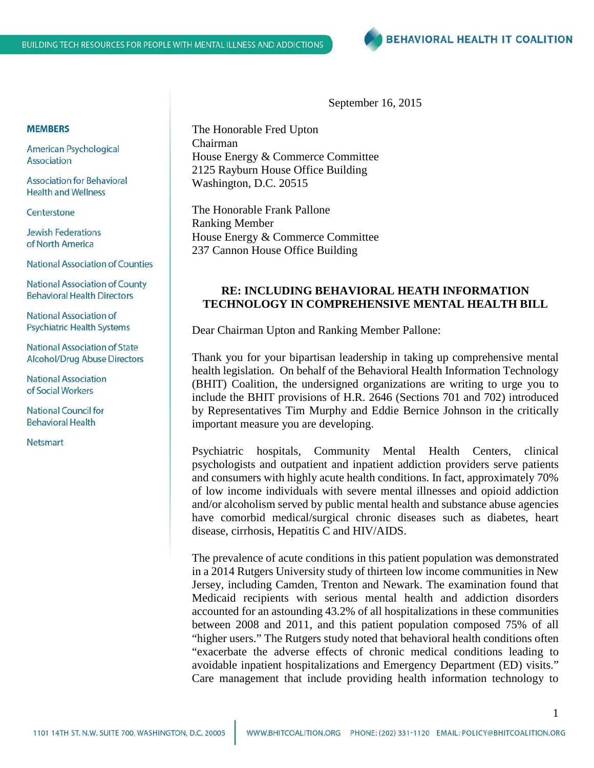BUILDING TECH RESOURCES FOR PEOPLE WITH MENTAL ILLNESS AND ADDICTIONS

**BEHAVIORAL HEALTH IT COALITION**

**MEMBERS**

American Psychological Association

Association for Behavioral Health and Wellness

Centerstone

Jewish Federations of North America

National Association of Counties

National Association of County Behavioral Health Directors

National Association of Psychiatric Health Systems

National Association of State Alcohol/Drug Abuse Directors

National Association of Social Workers

National Council for Behavioral Health

Netsmart

September 16, 2015

The Honorable Fred Upton
Chairman
House Energy & Commerce Committee
2125 Rayburn House Office Building
Washington, D.C. 20515

The Honorable Frank Pallone
Ranking Member
House Energy & Commerce Committee
237 Cannon House Office Building

**RE: INCLUDING BEHAVIORAL HEATH INFORMATION TECHNOLOGY IN COMPREHENSIVE MENTAL HEALTH BILL**

Dear Chairman Upton and Ranking Member Pallone:

Thank you for your bipartisan leadership in taking up comprehensive mental health legislation. On behalf of the Behavioral Health Information Technology (BHIT) Coalition, the undersigned organizations are writing to urge you to include the BHIT provisions of H.R. 2646 (Sections 701 and 702) introduced by Representatives Tim Murphy and Eddie Bernice Johnson in the critically important measure you are developing.

Psychiatric hospitals, Community Mental Health Centers, clinical psychologists and outpatient and inpatient addiction providers serve patients and consumers with highly acute health conditions. In fact, approximately 70% of low income individuals with severe mental illnesses and opioid addiction and/or alcoholism served by public mental health and substance abuse agencies have comorbid medical/surgical chronic diseases such as diabetes, heart disease, cirrhosis, Hepatitis C and HIV/AIDS.

The prevalence of acute conditions in this patient population was demonstrated in a 2014 Rutgers University study of thirteen low income communities in New Jersey, including Camden, Trenton and Newark. The examination found that Medicaid recipients with serious mental health and addiction disorders accounted for an astounding 43.2% of all hospitalizations in these communities between 2008 and 2011, and this patient population composed 75% of all "higher users." The Rutgers study noted that behavioral health conditions often "exacerbate the adverse effects of chronic medical conditions leading to avoidable inpatient hospitalizations and Emergency Department (ED) visits." Care management that include providing health information technology to

1101 14TH ST. N.W. SUITE 700, WASHINGTON, D.C. 20005 | WWW.BHITCOALITION.ORG PHONE: (202) 331-1120 EMAIL: POLICY@BHITCOALITION.ORG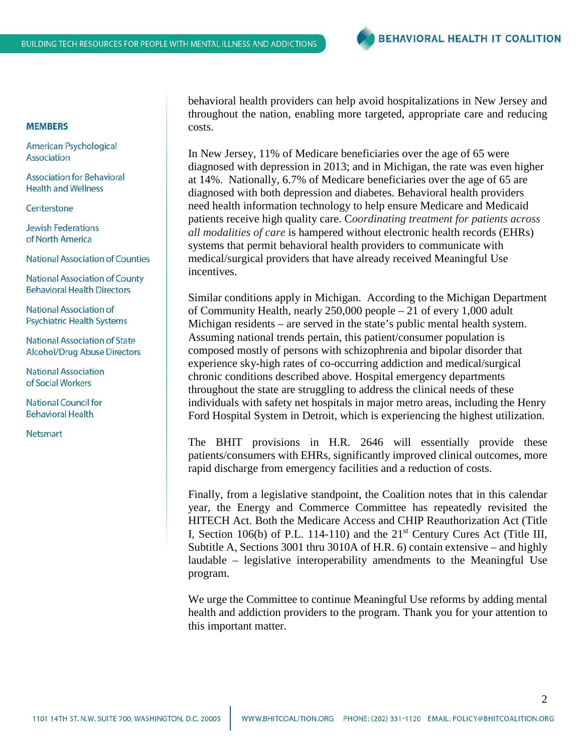behavioral health providers can help avoid hospitalizations in New Jersey and throughout the nation, enabling more targeted, appropriate care and reducing costs.

In New Jersey, 11% of Medicare beneficiaries over the age of 65 were diagnosed with depression in 2013; and in Michigan, the rate was even higher at 14%. Nationally, 6.7% of Medicare beneficiaries over the age of 65 are diagnosed with both depression and diabetes. Behavioral health providers need health information technology to help ensure Medicare and Medicaid patients receive high quality care. C*oordinating treatment for patients across all modalities of care* is hampered without electronic health records (EHRs) systems that permit behavioral health providers to communicate with medical/surgical providers that have already received Meaningful Use incentives.

Similar conditions apply in Michigan. According to the Michigan Department of Community Health, nearly 250,000 people – 21 of every 1,000 adult Michigan residents – are served in the state's public mental health system. Assuming national trends pertain, this patient/consumer population is composed mostly of persons with schizophrenia and bipolar disorder that experience sky-high rates of co-occurring addiction and medical/surgical chronic conditions described above. Hospital emergency departments throughout the state are struggling to address the clinical needs of these individuals with safety net hospitals in major metro areas, including the Henry Ford Hospital System in Detroit, which is experiencing the highest utilization.

The BHIT provisions in H.R. 2646 will essentially provide these patients/consumers with EHRs, significantly improved clinical outcomes, more rapid discharge from emergency facilities and a reduction of costs.

Finally, from a legislative standpoint, the Coalition notes that in this calendar year, the Energy and Commerce Committee has repeatedly revisited the HITECH Act. Both the Medicare Access and CHIP Reauthorization Act (Title I, Section 106(b) of P.L. 114-110) and the 21st Century Cures Act (Title III, Subtitle A, Sections 3001 thru 3010A of H.R. 6) contain extensive – and highly laudable – legislative interoperability amendments to the Meaningful Use program.

We urge the Committee to continue Meaningful Use reforms by adding mental health and addiction providers to the program. Thank you for your attention to this important matter.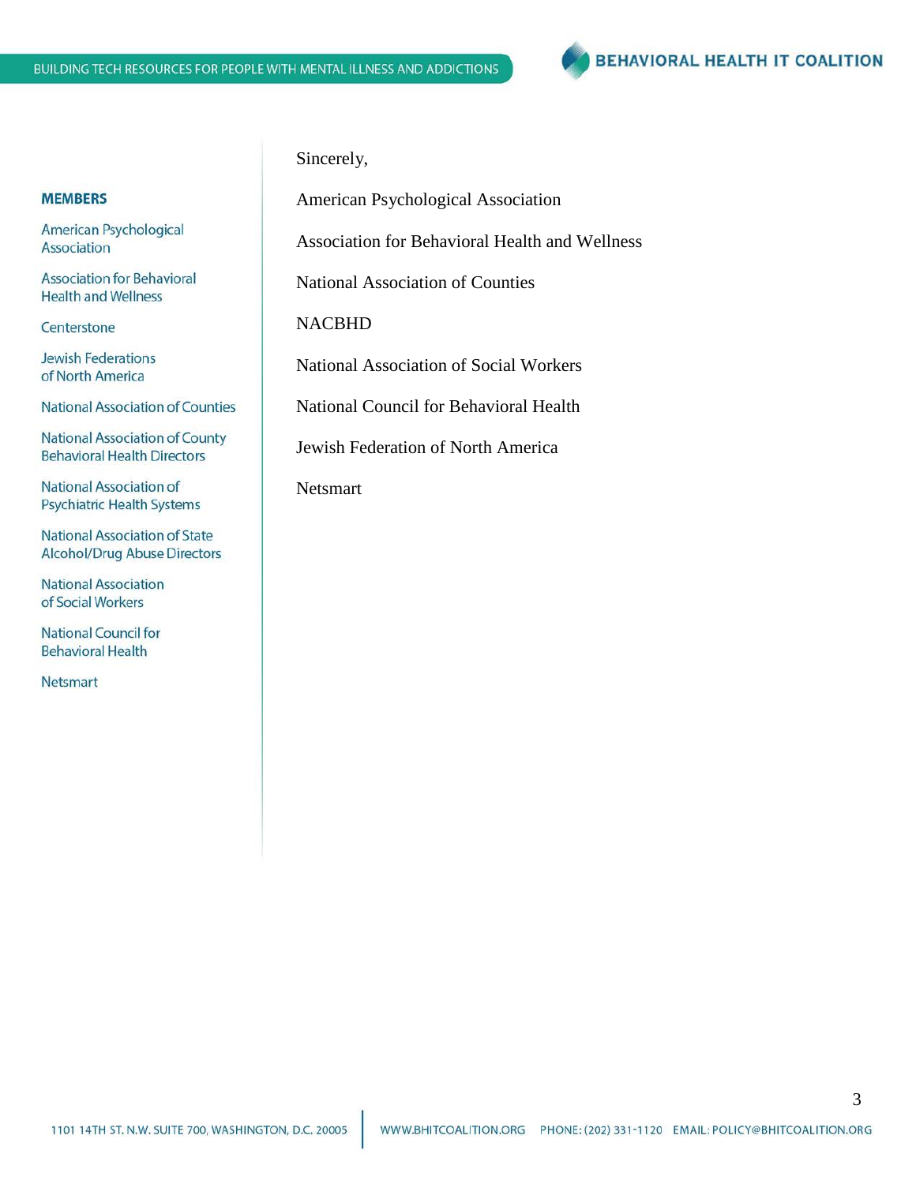BUILDING TECH RESOURCES FOR PEOPLE WITH MENTAL ILLNESS AND ADDICTIONS

**BEHAVIORAL HEALTH IT COALITION**

**MEMBERS**

American Psychological Association

Association for Behavioral Health and Wellness

Centerstone

Jewish Federations of North America

National Association of Counties

National Association of County Behavioral Health Directors

National Association of Psychiatric Health Systems

National Association of State Alcohol/Drug Abuse Directors

National Association of Social Workers

National Council for Behavioral Health

Netsmart

Sincerely,

American Psychological Association

Association for Behavioral Health and Wellness

National Association of Counties

NACBHD

National Association of Social Workers

National Council for Behavioral Health

Jewish Federation of North America

Netsmart

1101 14TH ST. N.W. SUITE 700, WASHINGTON, D.C. 20005 | WWW.BHITCOALITION.ORG PHONE: (202) 331-1120 EMAIL: POLICY@BHITCOALITION.ORG